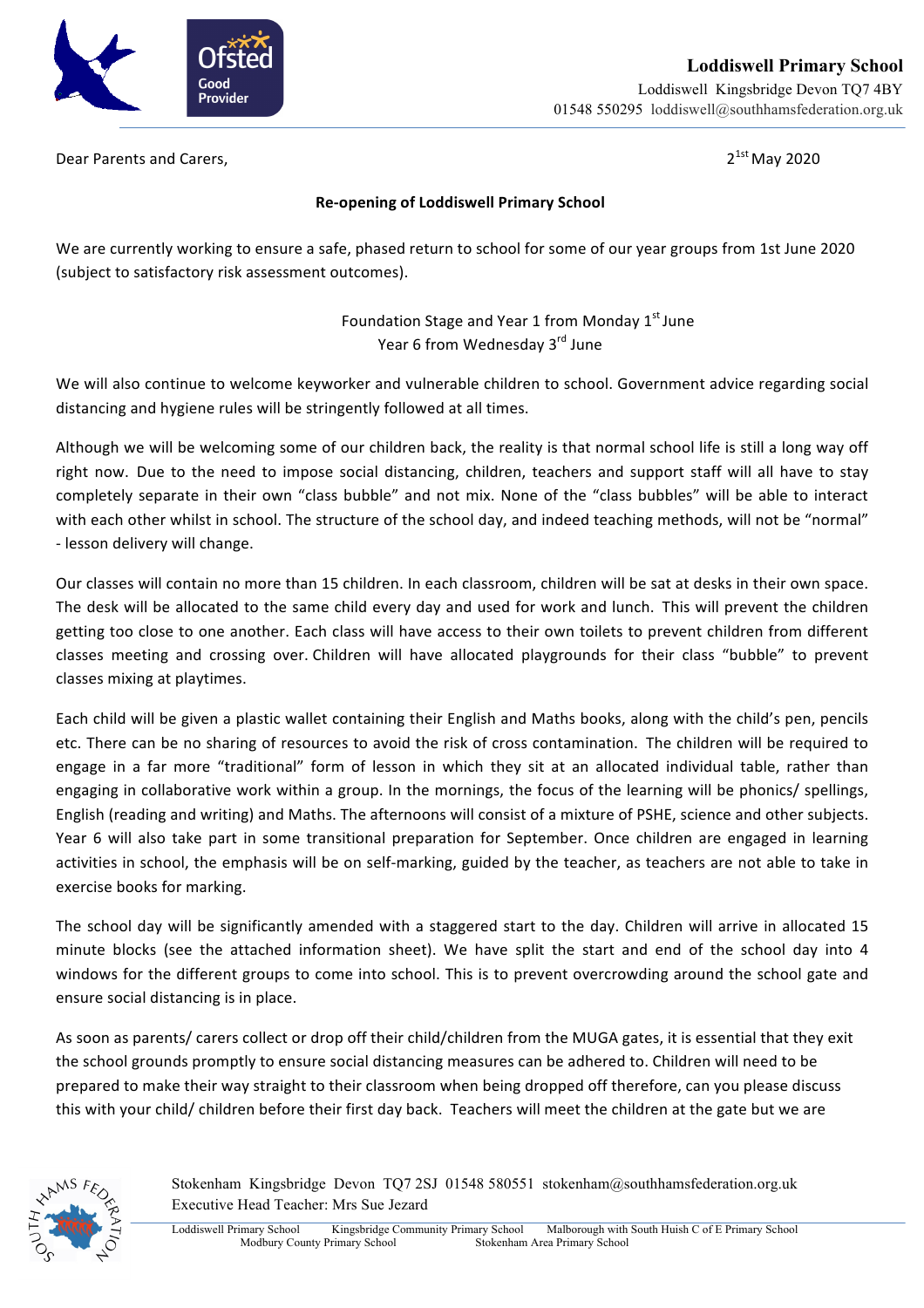**Loddiswell Primary School**
Loddiswell Kingsbridge Devon TQ7 4BY
01548 550295 loddiswell@southhamsfederation.org.uk

Dear Parents and Carers,

21st May 2020

**Re-opening of Loddiswell Primary School**

We are currently working to ensure a safe, phased return to school for some of our year groups from 1st June 2020 (subject to satisfactory risk assessment outcomes).

Foundation Stage and Year 1 from Monday 1st June
Year 6 from Wednesday 3rd June

We will also continue to welcome keyworker and vulnerable children to school. Government advice regarding social distancing and hygiene rules will be stringently followed at all times.

Although we will be welcoming some of our children back, the reality is that normal school life is still a long way off right now. Due to the need to impose social distancing, children, teachers and support staff will all have to stay completely separate in their own "class bubble" and not mix. None of the "class bubbles" will be able to interact with each other whilst in school. The structure of the school day, and indeed teaching methods, will not be "normal" - lesson delivery will change.

Our classes will contain no more than 15 children. In each classroom, children will be sat at desks in their own space. The desk will be allocated to the same child every day and used for work and lunch. This will prevent the children getting too close to one another. Each class will have access to their own toilets to prevent children from different classes meeting and crossing over. Children will have allocated playgrounds for their class "bubble" to prevent classes mixing at playtimes.

Each child will be given a plastic wallet containing their English and Maths books, along with the child's pen, pencils etc. There can be no sharing of resources to avoid the risk of cross contamination. The children will be required to engage in a far more "traditional" form of lesson in which they sit at an allocated individual table, rather than engaging in collaborative work within a group. In the mornings, the focus of the learning will be phonics/ spellings, English (reading and writing) and Maths. The afternoons will consist of a mixture of PSHE, science and other subjects. Year 6 will also take part in some transitional preparation for September. Once children are engaged in learning activities in school, the emphasis will be on self-marking, guided by the teacher, as teachers are not able to take in exercise books for marking.

The school day will be significantly amended with a staggered start to the day. Children will arrive in allocated 15 minute blocks (see the attached information sheet). We have split the start and end of the school day into 4 windows for the different groups to come into school. This is to prevent overcrowding around the school gate and ensure social distancing is in place.

As soon as parents/ carers collect or drop off their child/children from the MUGA gates, it is essential that they exit the school grounds promptly to ensure social distancing measures can be adhered to. Children will need to be prepared to make their way straight to their classroom when being dropped off therefore, can you please discuss this with your child/ children before their first day back. Teachers will meet the children at the gate but we are

Stokenham Kingsbridge Devon TQ7 2SJ 01548 580551 stokenham@southhamsfederation.org.uk
Executive Head Teacher: Mrs Sue Jezard

Loddiswell Primary School Kingsbridge Community Primary School Malborough with South Huish C of E Primary School Modbury County Primary School Stokenham Area Primary School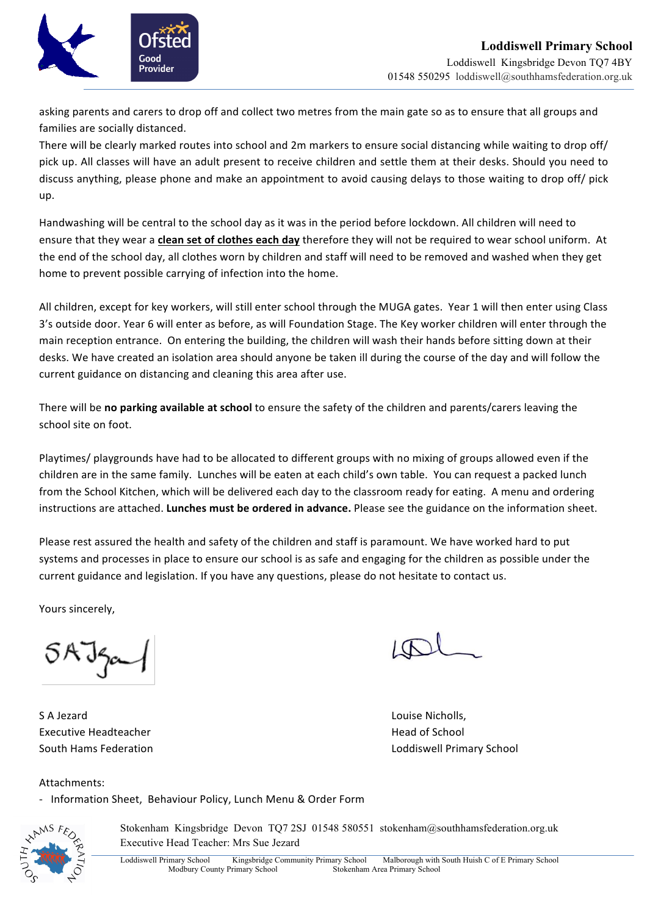asking parents and carers to drop off and collect two metres from the main gate so as to ensure that all groups and families are socially distanced.

There will be clearly marked routes into school and 2m markers to ensure social distancing while waiting to drop off/ pick up. All classes will have an adult present to receive children and settle them at their desks. Should you need to discuss anything, please phone and make an appointment to avoid causing delays to those waiting to drop off/ pick up.

Handwashing will be central to the school day as it was in the period before lockdown. All children will need to ensure that they wear a **clean set of clothes each day** therefore they will not be required to wear school uniform. At the end of the school day, all clothes worn by children and staff will need to be removed and washed when they get home to prevent possible carrying of infection into the home.

All children, except for key workers, will still enter school through the MUGA gates. Year 1 will then enter using Class 3's outside door. Year 6 will enter as before, as will Foundation Stage. The Key worker children will enter through the main reception entrance. On entering the building, the children will wash their hands before sitting down at their desks. We have created an isolation area should anyone be taken ill during the course of the day and will follow the current guidance on distancing and cleaning this area after use.

There will be **no parking available at school** to ensure the safety of the children and parents/carers leaving the school site on foot.

Playtimes/ playgrounds have had to be allocated to different groups with no mixing of groups allowed even if the children are in the same family. Lunches will be eaten at each child's own table. You can request a packed lunch from the School Kitchen, which will be delivered each day to the classroom ready for eating. A menu and ordering instructions are attached. **Lunches must be ordered in advance.** Please see the guidance on the information sheet.

Please rest assured the health and safety of the children and staff is paramount. We have worked hard to put systems and processes in place to ensure our school is as safe and engaging for the children as possible under the current guidance and legislation. If you have any questions, please do not hesitate to contact us.

Yours sincerely,

S A Jezard
Executive Headteacher
South Hams Federation

Louise Nicholls,
Head of School
Loddiswell Primary School

Attachments:

- Information Sheet, Behaviour Policy, Lunch Menu & Order Form